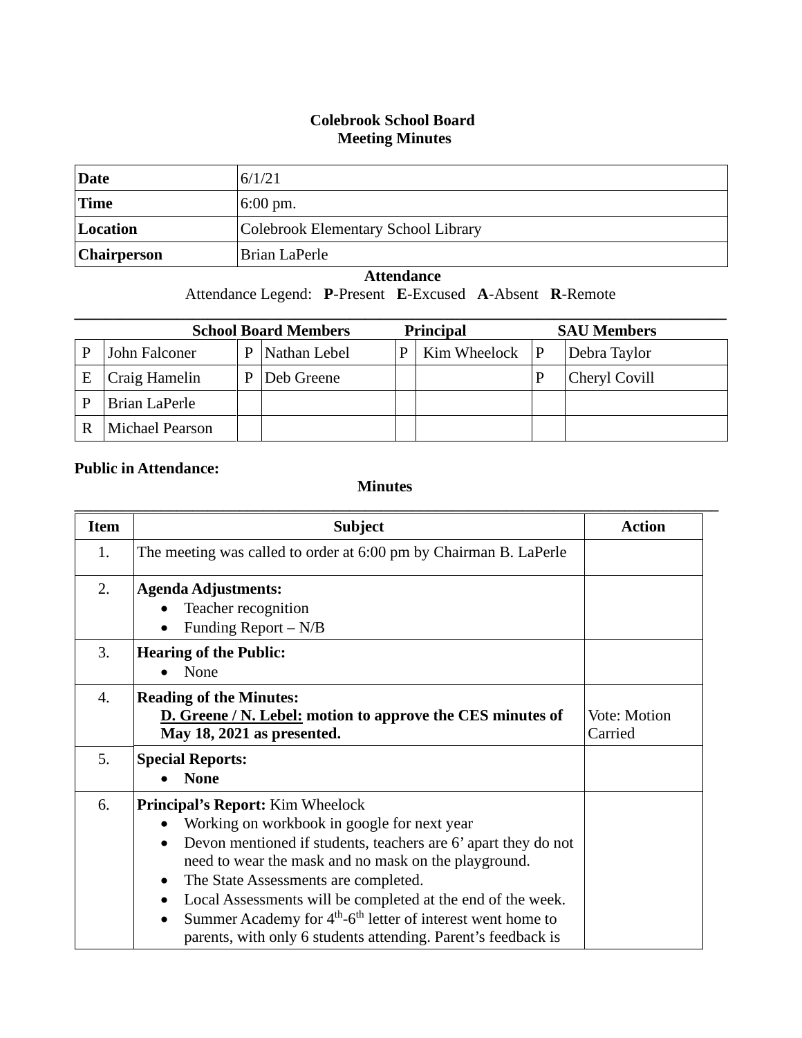# Colebrook School Board
## Meeting Minutes

| **Date** | 6/1/21 |
|---|---|
| **Time** | 6:00 pm. |
| **Location** | Colebrook Elementary School Library |
| **Chairperson** | Brian LaPerle |

**Attendance**

Attendance Legend: **P**-Present **E**-Excused **A**-Absent **R**-Remote

| **School Board Members** | | | | **Principal** | | **SAU Members** | |
|---|---|---|---|---|---|---|---|
| P | John Falconer | P | Nathan Lebel | P | Kim Wheelock | P | Debra Taylor |
| E | Craig Hamelin | P | Deb Greene | | | P | Cheryl Covill |
| P | Brian LaPerle | | | | | | |
| R | Michael Pearson | | | | | | |

**Public in Attendance:**

**Minutes**

| Item | Subject | Action |
|---|---|---|
| 1. | The meeting was called to order at 6:00 pm by Chairman B. LaPerle | |
| 2. | **Agenda Adjustments:**<br>• Teacher recognition<br>• Funding Report – N/B | |
| 3. | **Hearing of the Public:**<br>• None | |
| 4. | **Reading of the Minutes:**<br>**<u>D. Greene / N. Lebel:</u> motion to approve the CES minutes of May 18, 2021 as presented.** | Vote: Motion Carried |
| 5. | **Special Reports:**<br>• **None** | |
| 6. | **Principal's Report:** Kim Wheelock<br>• Working on workbook in google for next year<br>• Devon mentioned if students, teachers are 6' apart they do not need to wear the mask and no mask on the playground.<br>• The State Assessments are completed.<br>• Local Assessments will be completed at the end of the week.<br>• Summer Academy for 4th-6th letter of interest went home to parents, with only 6 students attending. Parent's feedback is | |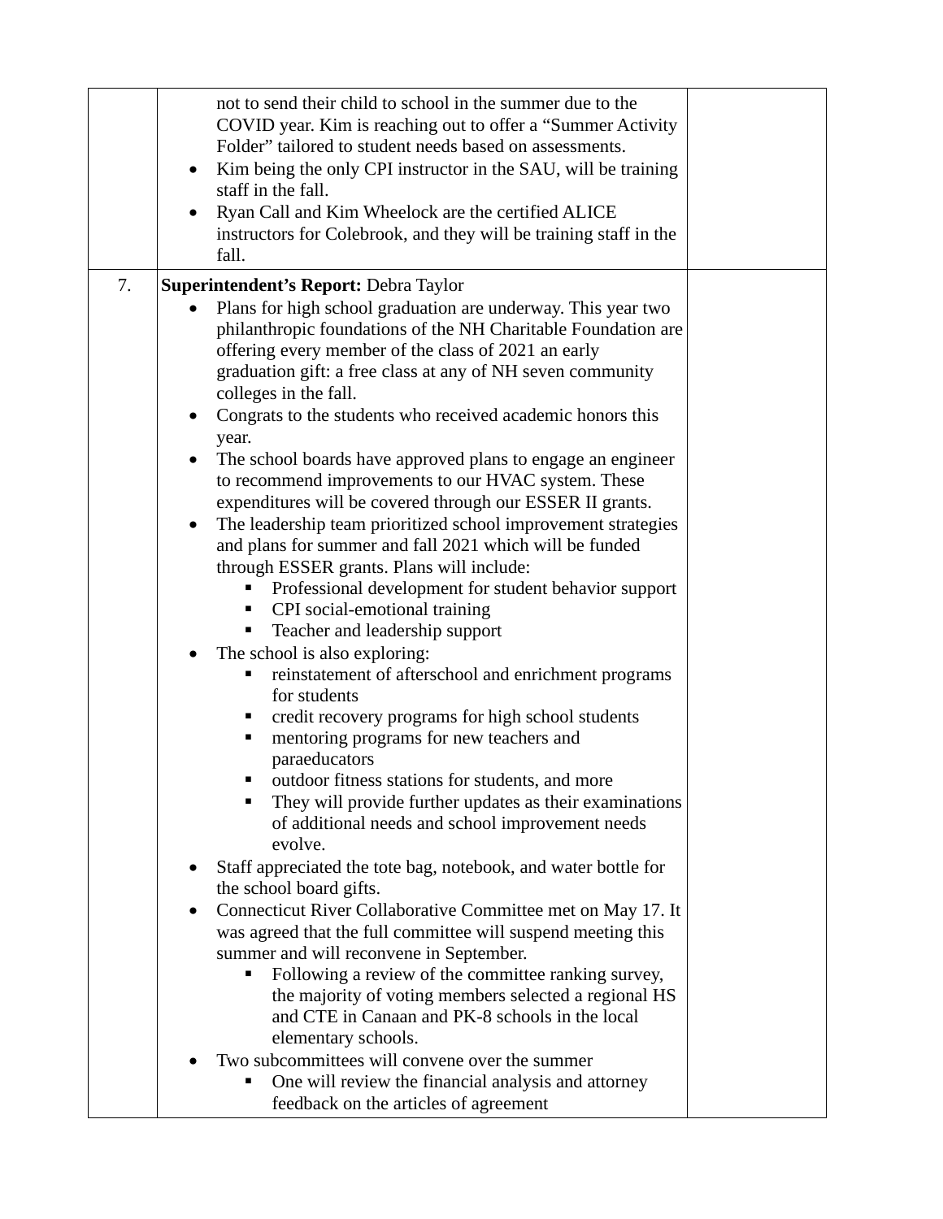| | | |
|---|---|---|
| | not to send their child to school in the summer due to the COVID year. Kim is reaching out to offer a "Summer Activity Folder" tailored to student needs based on assessments.<br>• Kim being the only CPI instructor in the SAU, will be training staff in the fall.<br>• Ryan Call and Kim Wheelock are the certified ALICE instructors for Colebrook, and they will be training staff in the fall. | |
| 7. | **Superintendent's Report:** Debra Taylor<br>• Plans for high school graduation are underway. This year two philanthropic foundations of the NH Charitable Foundation are offering every member of the class of 2021 an early graduation gift: a free class at any of NH seven community colleges in the fall.<br>• Congrats to the students who received academic honors this year.<br>• The school boards have approved plans to engage an engineer to recommend improvements to our HVAC system. These expenditures will be covered through our ESSER II grants.<br>• The leadership team prioritized school improvement strategies and plans for summer and fall 2021 which will be funded through ESSER grants. Plans will include:<br>&nbsp;&nbsp;▪ Professional development for student behavior support<br>&nbsp;&nbsp;▪ CPI social-emotional training<br>&nbsp;&nbsp;▪ Teacher and leadership support<br>• The school is also exploring:<br>&nbsp;&nbsp;▪ reinstatement of afterschool and enrichment programs for students<br>&nbsp;&nbsp;▪ credit recovery programs for high school students<br>&nbsp;&nbsp;▪ mentoring programs for new teachers and paraeducators<br>&nbsp;&nbsp;▪ outdoor fitness stations for students, and more<br>&nbsp;&nbsp;▪ They will provide further updates as their examinations of additional needs and school improvement needs evolve.<br>• Staff appreciated the tote bag, notebook, and water bottle for the school board gifts.<br>• Connecticut River Collaborative Committee met on May 17. It was agreed that the full committee will suspend meeting this summer and will reconvene in September.<br>&nbsp;&nbsp;▪ Following a review of the committee ranking survey, the majority of voting members selected a regional HS and CTE in Canaan and PK-8 schools in the local elementary schools.<br>• Two subcommittees will convene over the summer<br>&nbsp;&nbsp;▪ One will review the financial analysis and attorney feedback on the articles of agreement | |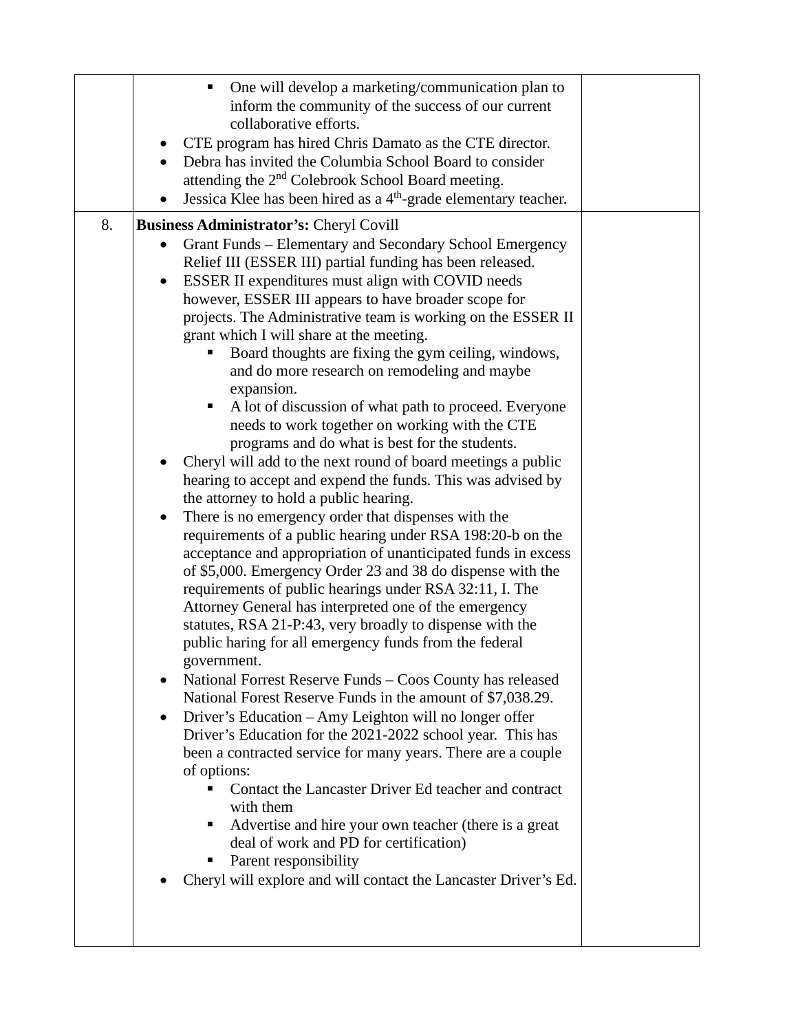| | | |
|---|---|---|
| | ▪ One will develop a marketing/communication plan to inform the community of the success of our current collaborative efforts.<br>• CTE program has hired Chris Damato as the CTE director.<br>• Debra has invited the Columbia School Board to consider attending the 2nd Colebrook School Board meeting.<br>• Jessica Klee has been hired as a 4th-grade elementary teacher. | |
| 8. | **Business Administrator's:** Cheryl Covill<br>• Grant Funds – Elementary and Secondary School Emergency Relief III (ESSER III) partial funding has been released.<br>• ESSER II expenditures must align with COVID needs however, ESSER III appears to have broader scope for projects. The Administrative team is working on the ESSER II grant which I will share at the meeting.<br>▪ Board thoughts are fixing the gym ceiling, windows, and do more research on remodeling and maybe expansion.<br>▪ A lot of discussion of what path to proceed. Everyone needs to work together on working with the CTE programs and do what is best for the students.<br>• Cheryl will add to the next round of board meetings a public hearing to accept and expend the funds. This was advised by the attorney to hold a public hearing.<br>• There is no emergency order that dispenses with the requirements of a public hearing under RSA 198:20-b on the acceptance and appropriation of unanticipated funds in excess of $5,000. Emergency Order 23 and 38 do dispense with the requirements of public hearings under RSA 32:11, I. The Attorney General has interpreted one of the emergency statutes, RSA 21-P:43, very broadly to dispense with the public haring for all emergency funds from the federal government.<br>• National Forrest Reserve Funds – Coos County has released National Forest Reserve Funds in the amount of $7,038.29.<br>• Driver's Education – Amy Leighton will no longer offer Driver's Education for the 2021-2022 school year. This has been a contracted service for many years. There are a couple of options:<br>▪ Contact the Lancaster Driver Ed teacher and contract with them<br>▪ Advertise and hire your own teacher (there is a great deal of work and PD for certification)<br>▪ Parent responsibility<br>• Cheryl will explore and will contact the Lancaster Driver's Ed. | |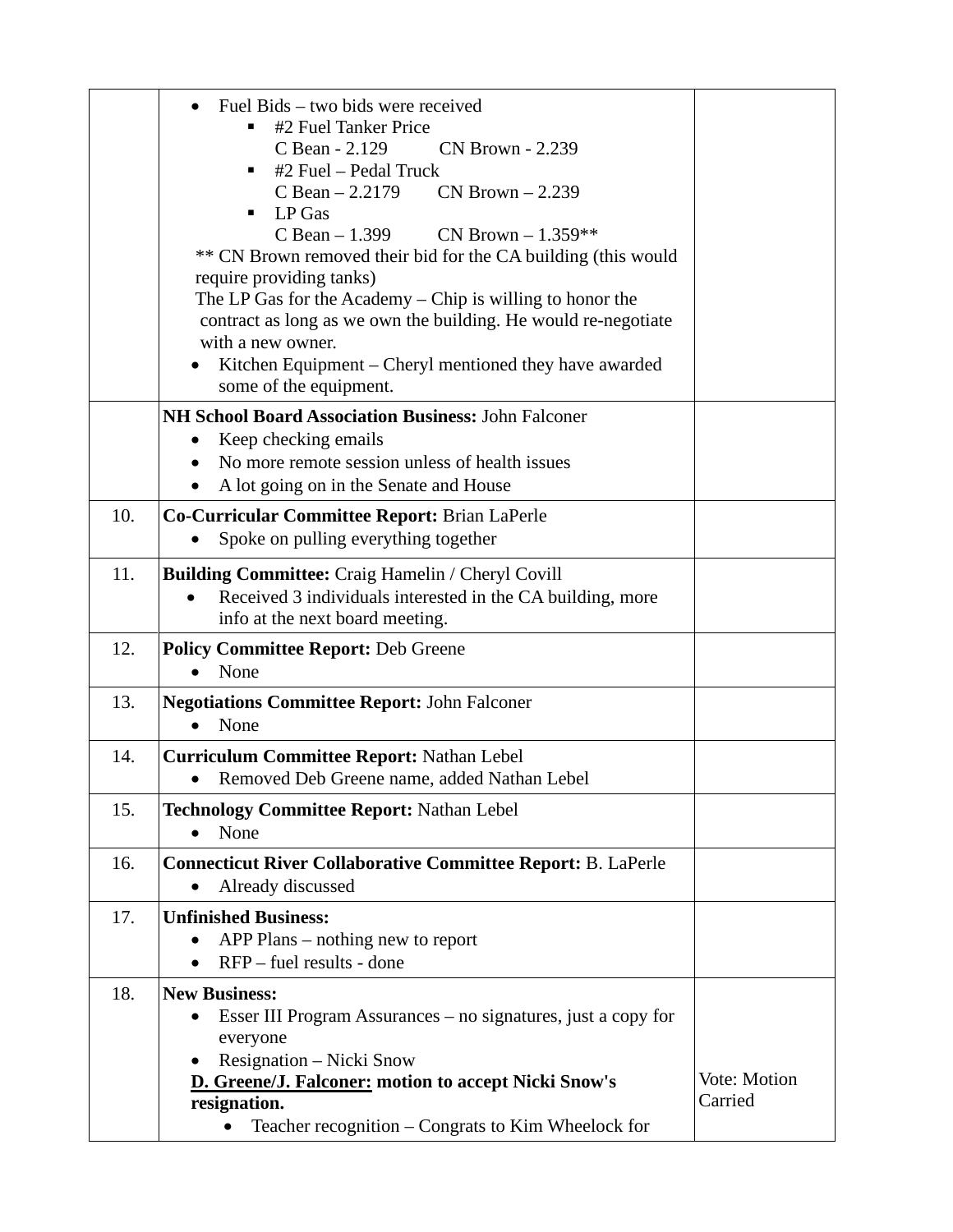| | | |
|---|---|---|
| | • Fuel Bids – two bids were received<br>▪ #2 Fuel Tanker Price<br>C Bean - 2.129 CN Brown - 2.239<br>▪ #2 Fuel – Pedal Truck<br>C Bean – 2.2179 CN Brown – 2.239<br>▪ LP Gas<br>C Bean – 1.399 CN Brown – 1.359**<br>** CN Brown removed their bid for the CA building (this would require providing tanks)<br>The LP Gas for the Academy – Chip is willing to honor the contract as long as we own the building. He would re-negotiate with a new owner.<br>• Kitchen Equipment – Cheryl mentioned they have awarded some of the equipment. | |
| | **NH School Board Association Business:** John Falconer<br>• Keep checking emails<br>• No more remote session unless of health issues<br>• A lot going on in the Senate and House | |
| 10. | **Co-Curricular Committee Report:** Brian LaPerle<br>• Spoke on pulling everything together | |
| 11. | **Building Committee:** Craig Hamelin / Cheryl Covill<br>• Received 3 individuals interested in the CA building, more info at the next board meeting. | |
| 12. | **Policy Committee Report:** Deb Greene<br>• None | |
| 13. | **Negotiations Committee Report:** John Falconer<br>• None | |
| 14. | **Curriculum Committee Report:** Nathan Lebel<br>• Removed Deb Greene name, added Nathan Lebel | |
| 15. | **Technology Committee Report:** Nathan Lebel<br>• None | |
| 16. | **Connecticut River Collaborative Committee Report:** B. LaPerle<br>• Already discussed | |
| 17. | **Unfinished Business:**<br>• APP Plans – nothing new to report<br>• RFP – fuel results - done | |
| 18. | **New Business:**<br>• Esser III Program Assurances – no signatures, just a copy for everyone<br>• Resignation – Nicki Snow<br>**<u>D. Greene/J. Falconer:</u> motion to accept Nicki Snow's resignation.**<br>• Teacher recognition – Congrats to Kim Wheelock for | Vote: Motion Carried |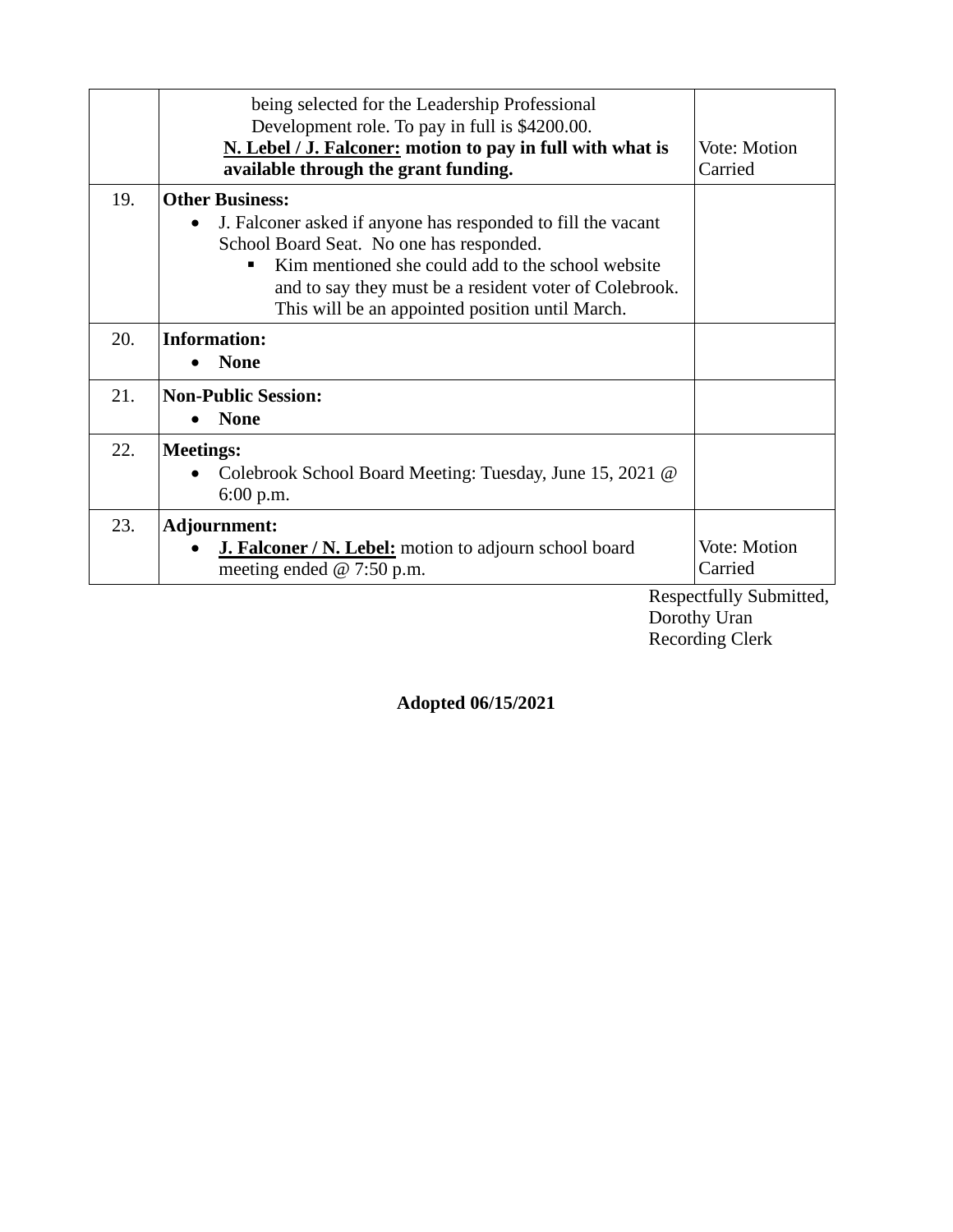| | | |
|---|---|---|
| | being selected for the Leadership Professional Development role. To pay in full is $4200.00. <br> **<u>N. Lebel / J. Falconer:</u> motion to pay in full with what is available through the grant funding.** | Vote: Motion Carried |
| 19. | **Other Business:** <br> • J. Falconer asked if anyone has responded to fill the vacant School Board Seat. No one has responded. <br> ▪ Kim mentioned she could add to the school website and to say they must be a resident voter of Colebrook. This will be an appointed position until March. | |
| 20. | **Information:** <br> • **None** | |
| 21. | **Non-Public Session:** <br> • **None** | |
| 22. | **Meetings:** <br> • Colebrook School Board Meeting: Tuesday, June 15, 2021 @ 6:00 p.m. | |
| 23. | **Adjournment:** <br> • **<u>J. Falconer / N. Lebel:</u>** motion to adjourn school board meeting ended @ 7:50 p.m. | Vote: Motion Carried |

Respectfully Submitted,
Dorothy Uran
Recording Clerk

**Adopted 06/15/2021**